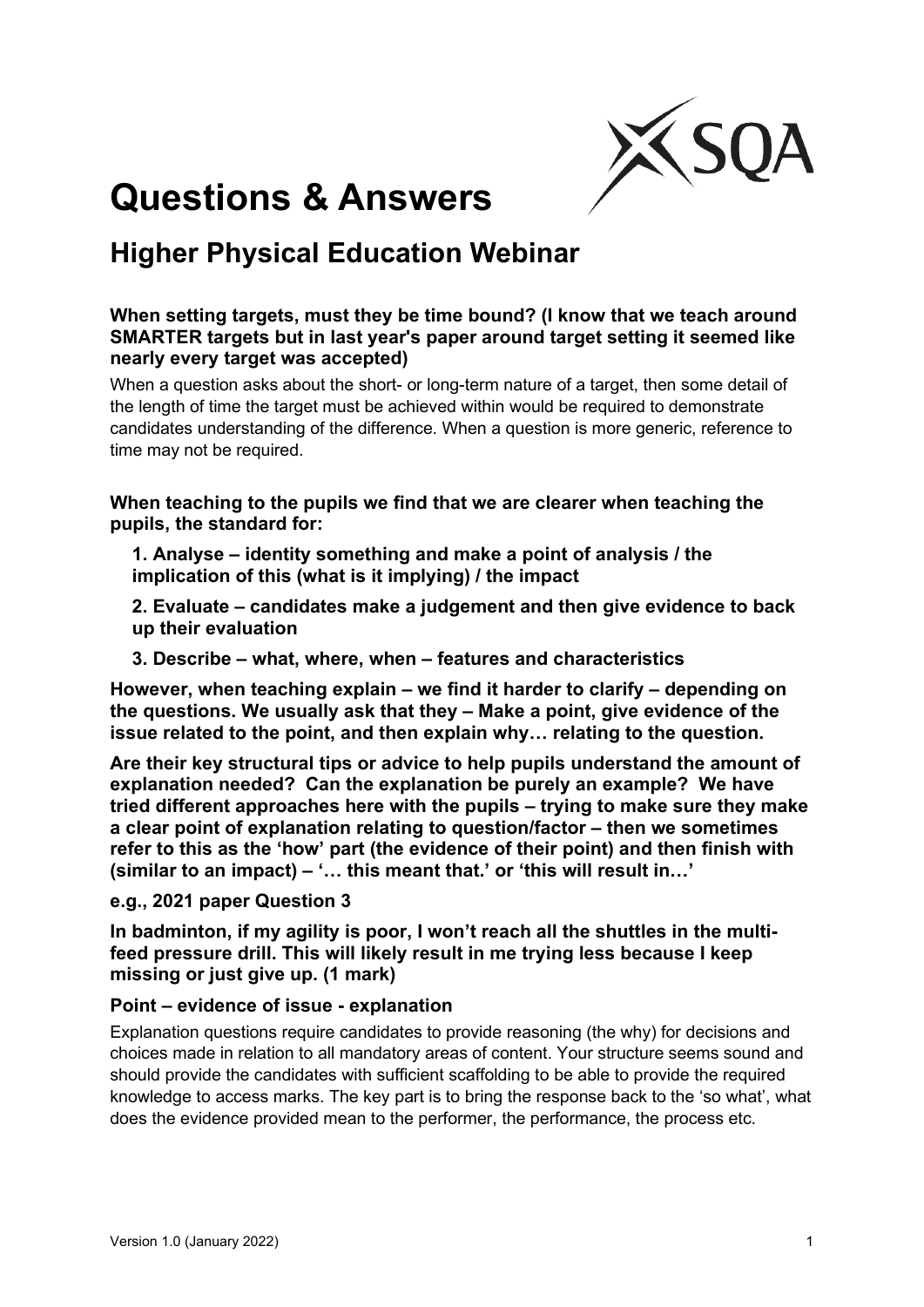# Questions & Answers

## Higher Physical Education Webinar

**When setting targets, must they be time bound? (I know that we teach around SMARTER targets but in last year's paper around target setting it seemed like nearly every target was accepted)**

When a question asks about the short- or long-term nature of a target, then some detail of the length of time the target must be achieved within would be required to demonstrate candidates understanding of the difference. When a question is more generic, reference to time may not be required.

**When teaching to the pupils we find that we are clearer when teaching the pupils, the standard for:**

> **1. Analyse – identity something and make a point of analysis / the implication of this (what is it implying) / the impact**
>
> **2. Evaluate – candidates make a judgement and then give evidence to back up their evaluation**
>
> **3. Describe – what, where, when – features and characteristics**

**However, when teaching explain – we find it harder to clarify – depending on the questions. We usually ask that they – Make a point, give evidence of the issue related to the point, and then explain why… relating to the question.**

**Are their key structural tips or advice to help pupils understand the amount of explanation needed? Can the explanation be purely an example? We have tried different approaches here with the pupils – trying to make sure they make a clear point of explanation relating to question/factor – then we sometimes refer to this as the 'how' part (the evidence of their point) and then finish with (similar to an impact) – '… this meant that.' or 'this will result in…'**

**e.g., 2021 paper Question 3**

**In badminton, if my agility is poor, I won't reach all the shuttles in the multi-feed pressure drill. This will likely result in me trying less because I keep missing or just give up. (1 mark)**

**Point – evidence of issue - explanation**

Explanation questions require candidates to provide reasoning (the why) for decisions and choices made in relation to all mandatory areas of content. Your structure seems sound and should provide the candidates with sufficient scaffolding to be able to provide the required knowledge to access marks. The key part is to bring the response back to the 'so what', what does the evidence provided mean to the performer, the performance, the process etc.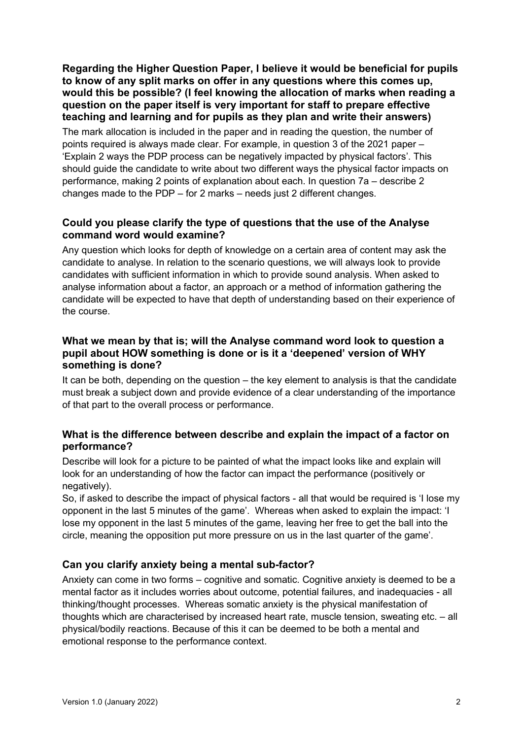**Regarding the Higher Question Paper, I believe it would be beneficial for pupils to know of any split marks on offer in any questions where this comes up, would this be possible? (I feel knowing the allocation of marks when reading a question on the paper itself is very important for staff to prepare effective teaching and learning and for pupils as they plan and write their answers)**

The mark allocation is included in the paper and in reading the question, the number of points required is always made clear. For example, in question 3 of the 2021 paper – 'Explain 2 ways the PDP process can be negatively impacted by physical factors'. This should guide the candidate to write about two different ways the physical factor impacts on performance, making 2 points of explanation about each. In question 7a – describe 2 changes made to the PDP – for 2 marks – needs just 2 different changes.

### Could you please clarify the type of questions that the use of the Analyse command word would examine?

Any question which looks for depth of knowledge on a certain area of content may ask the candidate to analyse. In relation to the scenario questions, we will always look to provide candidates with sufficient information in which to provide sound analysis. When asked to analyse information about a factor, an approach or a method of information gathering the candidate will be expected to have that depth of understanding based on their experience of the course.

### What we mean by that is; will the Analyse command word look to question a pupil about HOW something is done or is it a 'deepened' version of WHY something is done?

It can be both, depending on the question – the key element to analysis is that the candidate must break a subject down and provide evidence of a clear understanding of the importance of that part to the overall process or performance.

### What is the difference between describe and explain the impact of a factor on performance?

Describe will look for a picture to be painted of what the impact looks like and explain will look for an understanding of how the factor can impact the performance (positively or negatively).

So, if asked to describe the impact of physical factors - all that would be required is 'I lose my opponent in the last 5 minutes of the game'. Whereas when asked to explain the impact: 'I lose my opponent in the last 5 minutes of the game, leaving her free to get the ball into the circle, meaning the opposition put more pressure on us in the last quarter of the game'.

### Can you clarify anxiety being a mental sub-factor?

Anxiety can come in two forms – cognitive and somatic. Cognitive anxiety is deemed to be a mental factor as it includes worries about outcome, potential failures, and inadequacies - all thinking/thought processes. Whereas somatic anxiety is the physical manifestation of thoughts which are characterised by increased heart rate, muscle tension, sweating etc. – all physical/bodily reactions. Because of this it can be deemed to be both a mental and emotional response to the performance context.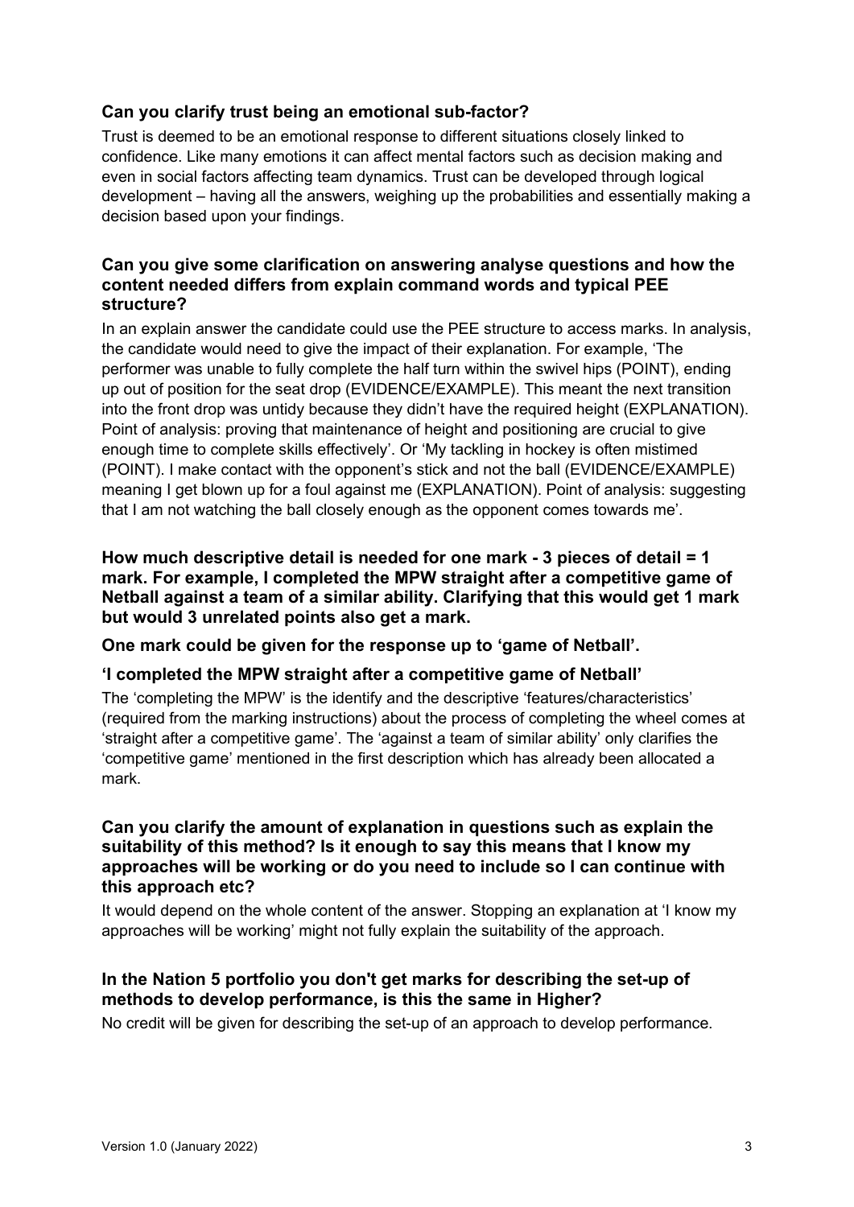### Can you clarify trust being an emotional sub-factor?

Trust is deemed to be an emotional response to different situations closely linked to confidence. Like many emotions it can affect mental factors such as decision making and even in social factors affecting team dynamics. Trust can be developed through logical development – having all the answers, weighing up the probabilities and essentially making a decision based upon your findings.

### Can you give some clarification on answering analyse questions and how the content needed differs from explain command words and typical PEE structure?

In an explain answer the candidate could use the PEE structure to access marks. In analysis, the candidate would need to give the impact of their explanation. For example, 'The performer was unable to fully complete the half turn within the swivel hips (POINT), ending up out of position for the seat drop (EVIDENCE/EXAMPLE). This meant the next transition into the front drop was untidy because they didn't have the required height (EXPLANATION). Point of analysis: proving that maintenance of height and positioning are crucial to give enough time to complete skills effectively'. Or 'My tackling in hockey is often mistimed (POINT). I make contact with the opponent's stick and not the ball (EVIDENCE/EXAMPLE) meaning I get blown up for a foul against me (EXPLANATION). Point of analysis: suggesting that I am not watching the ball closely enough as the opponent comes towards me'.

### How much descriptive detail is needed for one mark - 3 pieces of detail = 1 mark. For example, I completed the MPW straight after a competitive game of Netball against a team of a similar ability. Clarifying that this would get 1 mark but would 3 unrelated points also get a mark.

**One mark could be given for the response up to 'game of Netball'.**

**'I completed the MPW straight after a competitive game of Netball'**

The 'completing the MPW' is the identify and the descriptive 'features/characteristics' (required from the marking instructions) about the process of completing the wheel comes at 'straight after a competitive game'. The 'against a team of similar ability' only clarifies the 'competitive game' mentioned in the first description which has already been allocated a mark.

### Can you clarify the amount of explanation in questions such as explain the suitability of this method? Is it enough to say this means that I know my approaches will be working or do you need to include so I can continue with this approach etc?

It would depend on the whole content of the answer. Stopping an explanation at 'I know my approaches will be working' might not fully explain the suitability of the approach.

### In the Nation 5 portfolio you don't get marks for describing the set-up of methods to develop performance, is this the same in Higher?

No credit will be given for describing the set-up of an approach to develop performance.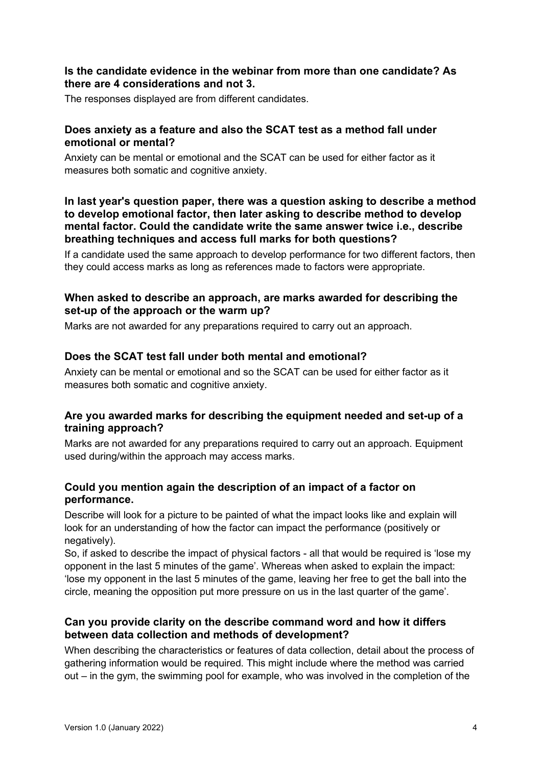### Is the candidate evidence in the webinar from more than one candidate? As there are 4 considerations and not 3.

The responses displayed are from different candidates.

### Does anxiety as a feature and also the SCAT test as a method fall under emotional or mental?

Anxiety can be mental or emotional and the SCAT can be used for either factor as it measures both somatic and cognitive anxiety.

### In last year's question paper, there was a question asking to describe a method to develop emotional factor, then later asking to describe method to develop mental factor. Could the candidate write the same answer twice i.e., describe breathing techniques and access full marks for both questions?

If a candidate used the same approach to develop performance for two different factors, then they could access marks as long as references made to factors were appropriate.

### When asked to describe an approach, are marks awarded for describing the set-up of the approach or the warm up?

Marks are not awarded for any preparations required to carry out an approach.

### Does the SCAT test fall under both mental and emotional?

Anxiety can be mental or emotional and so the SCAT can be used for either factor as it measures both somatic and cognitive anxiety.

### Are you awarded marks for describing the equipment needed and set-up of a training approach?

Marks are not awarded for any preparations required to carry out an approach. Equipment used during/within the approach may access marks.

### Could you mention again the description of an impact of a factor on performance.

Describe will look for a picture to be painted of what the impact looks like and explain will look for an understanding of how the factor can impact the performance (positively or negatively).

So, if asked to describe the impact of physical factors - all that would be required is 'lose my opponent in the last 5 minutes of the game'. Whereas when asked to explain the impact: 'lose my opponent in the last 5 minutes of the game, leaving her free to get the ball into the circle, meaning the opposition put more pressure on us in the last quarter of the game'.

### Can you provide clarity on the describe command word and how it differs between data collection and methods of development?

When describing the characteristics or features of data collection, detail about the process of gathering information would be required. This might include where the method was carried out – in the gym, the swimming pool for example, who was involved in the completion of the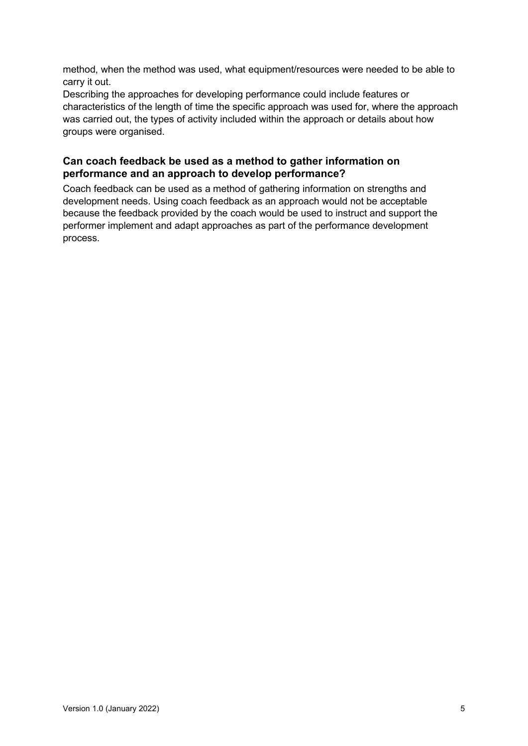method, when the method was used, what equipment/resources were needed to be able to carry it out.

Describing the approaches for developing performance could include features or characteristics of the length of time the specific approach was used for, where the approach was carried out, the types of activity included within the approach or details about how groups were organised.

### Can coach feedback be used as a method to gather information on performance and an approach to develop performance?

Coach feedback can be used as a method of gathering information on strengths and development needs. Using coach feedback as an approach would not be acceptable because the feedback provided by the coach would be used to instruct and support the performer implement and adapt approaches as part of the performance development process.